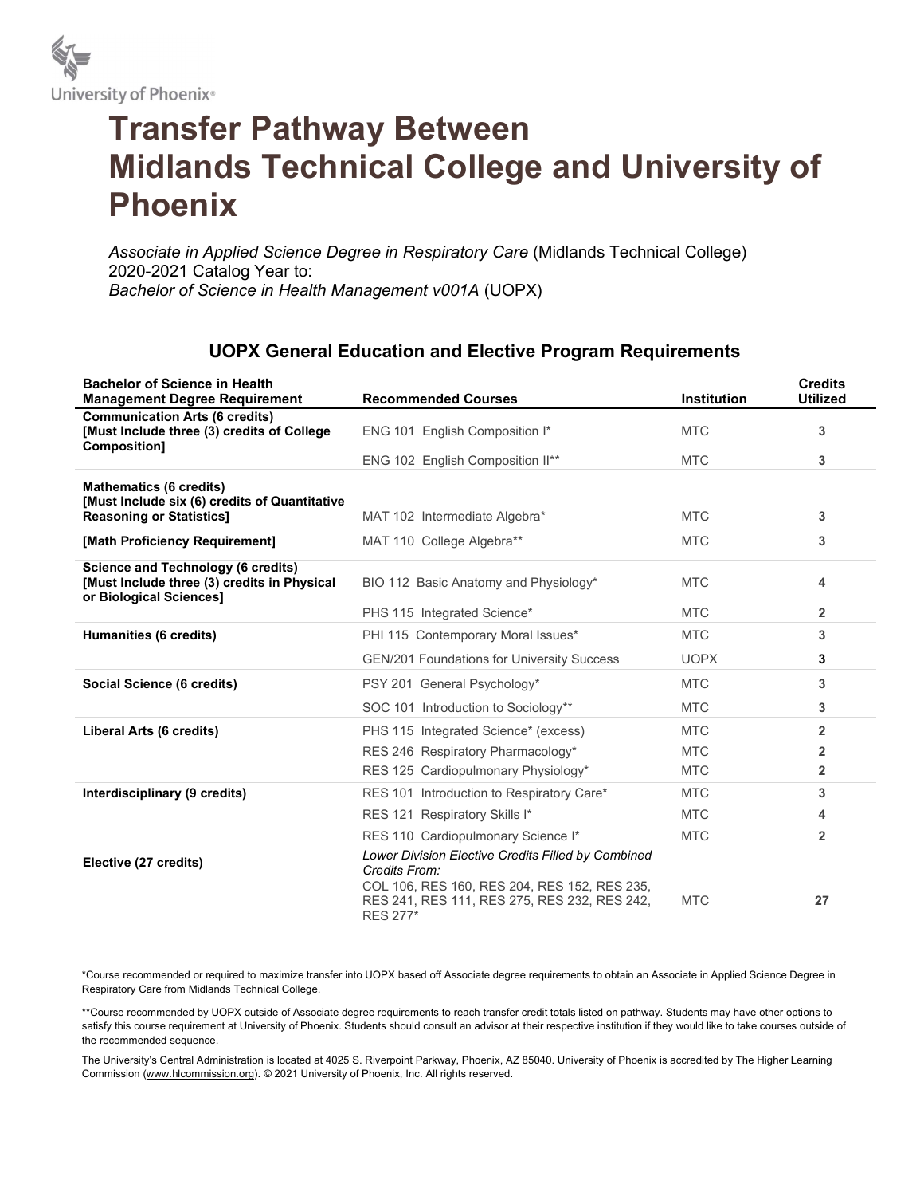University of Phoenix®

# Transfer Pathway Between Midlands Technical College and University of Phoenix

*Associate in Applied Science Degree in Respiratory Care* (Midlands Technical College)
2020-2021 Catalog Year to:
*Bachelor of Science in Health Management v001A* (UOPX)

## UOPX General Education and Elective Program Requirements

| Bachelor of Science in Health Management Degree Requirement | Recommended Courses | Institution | Credits Utilized |
|---|---|---|---|
| **Communication Arts (6 credits) [Must Include three (3) credits of College Composition]** | ENG 101 English Composition I* | MTC | 3 |
| | ENG 102 English Composition II** | MTC | 3 |
| **Mathematics (6 credits) [Must Include six (6) credits of Quantitative Reasoning or Statistics]** | MAT 102 Intermediate Algebra* | MTC | 3 |
| **[Math Proficiency Requirement]** | MAT 110 College Algebra** | MTC | 3 |
| **Science and Technology (6 credits) [Must Include three (3) credits in Physical or Biological Sciences]** | BIO 112 Basic Anatomy and Physiology* | MTC | 4 |
| | PHS 115 Integrated Science* | MTC | 2 |
| **Humanities (6 credits)** | PHI 115 Contemporary Moral Issues* | MTC | 3 |
| | GEN/201 Foundations for University Success | UOPX | 3 |
| **Social Science (6 credits)** | PSY 201 General Psychology* | MTC | 3 |
| | SOC 101 Introduction to Sociology** | MTC | 3 |
| **Liberal Arts (6 credits)** | PHS 115 Integrated Science* (excess) | MTC | 2 |
| | RES 246 Respiratory Pharmacology* | MTC | 2 |
| | RES 125 Cardiopulmonary Physiology* | MTC | 2 |
| **Interdisciplinary (9 credits)** | RES 101 Introduction to Respiratory Care* | MTC | 3 |
| | RES 121 Respiratory Skills I* | MTC | 4 |
| | RES 110 Cardiopulmonary Science I* | MTC | 2 |
| **Elective (27 credits)** | *Lower Division Elective Credits Filled by Combined Credits From:* COL 106, RES 160, RES 204, RES 152, RES 235, RES 241, RES 111, RES 275, RES 232, RES 242, RES 277* | MTC | 27 |

*Course recommended or required to maximize transfer into UOPX based off Associate degree requirements to obtain an Associate in Applied Science Degree in Respiratory Care from Midlands Technical College.

**Course recommended by UOPX outside of Associate degree requirements to reach transfer credit totals listed on pathway. Students may have other options to satisfy this course requirement at University of Phoenix. Students should consult an advisor at their respective institution if they would like to take courses outside of the recommended sequence.

The University's Central Administration is located at 4025 S. Riverpoint Parkway, Phoenix, AZ 85040. University of Phoenix is accredited by The Higher Learning Commission (www.hlcommission.org). © 2021 University of Phoenix, Inc. All rights reserved.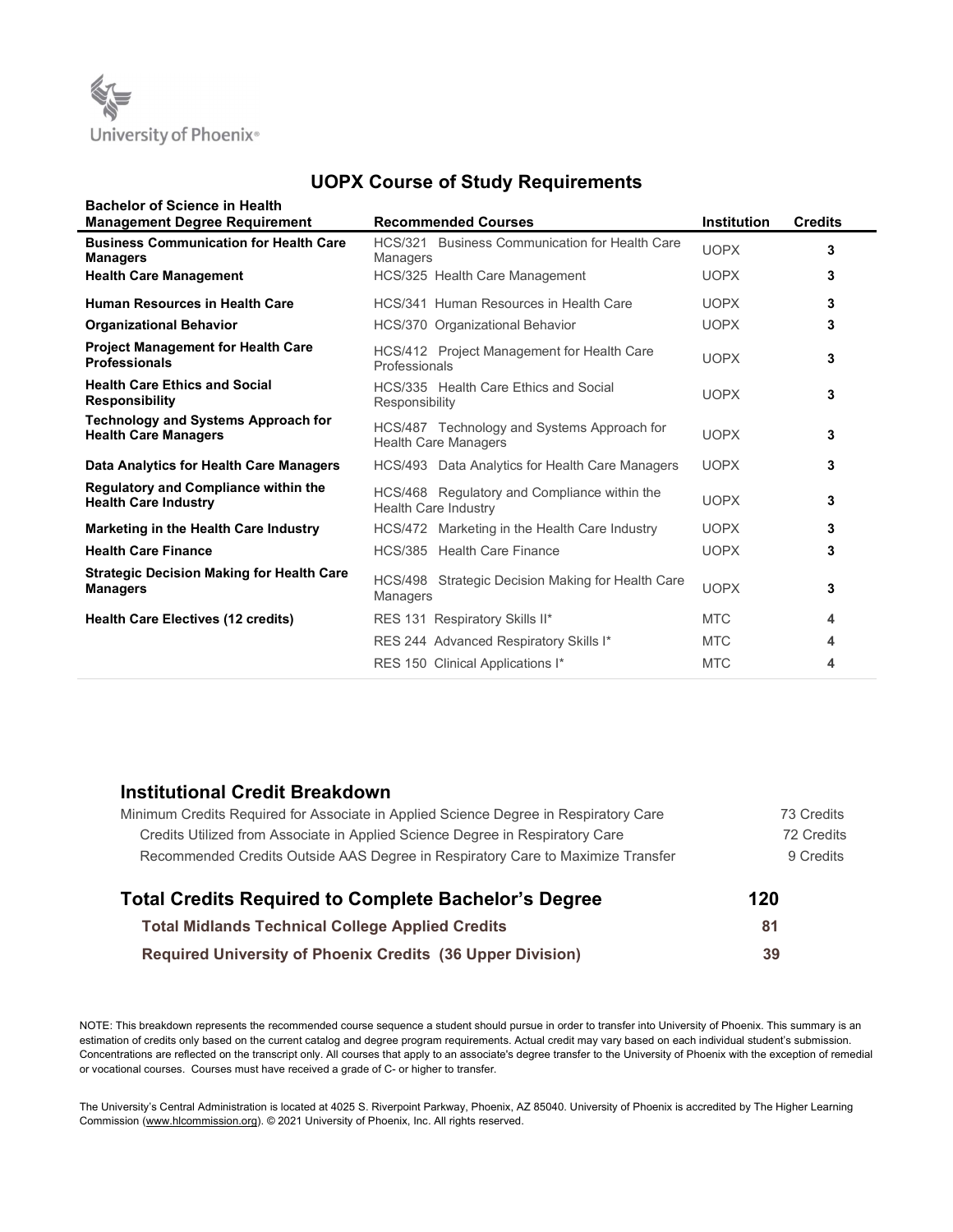University of Phoenix®

## UOPX Course of Study Requirements

| Bachelor of Science in Health Management Degree Requirement | Recommended Courses | Institution | Credits |
|---|---|---|---|
| **Business Communication for Health Care Managers** | HCS/321 Business Communication for Health Care Managers | UOPX | 3 |
| **Health Care Management** | HCS/325 Health Care Management | UOPX | 3 |
| **Human Resources in Health Care** | HCS/341 Human Resources in Health Care | UOPX | 3 |
| **Organizational Behavior** | HCS/370 Organizational Behavior | UOPX | 3 |
| **Project Management for Health Care Professionals** | HCS/412 Project Management for Health Care Professionals | UOPX | 3 |
| **Health Care Ethics and Social Responsibility** | HCS/335 Health Care Ethics and Social Responsibility | UOPX | 3 |
| **Technology and Systems Approach for Health Care Managers** | HCS/487 Technology and Systems Approach for Health Care Managers | UOPX | 3 |
| **Data Analytics for Health Care Managers** | HCS/493 Data Analytics for Health Care Managers | UOPX | 3 |
| **Regulatory and Compliance within the Health Care Industry** | HCS/468 Regulatory and Compliance within the Health Care Industry | UOPX | 3 |
| **Marketing in the Health Care Industry** | HCS/472 Marketing in the Health Care Industry | UOPX | 3 |
| **Health Care Finance** | HCS/385 Health Care Finance | UOPX | 3 |
| **Strategic Decision Making for Health Care Managers** | HCS/498 Strategic Decision Making for Health Care Managers | UOPX | 3 |
| **Health Care Electives (12 credits)** | RES 131 Respiratory Skills II* | MTC | 4 |
| | RES 244 Advanced Respiratory Skills I* | MTC | 4 |
| | RES 150 Clinical Applications I* | MTC | 4 |

### Institutional Credit Breakdown

| | |
|---|---|
| Minimum Credits Required for Associate in Applied Science Degree in Respiratory Care | 73 Credits |
| Credits Utilized from Associate in Applied Science Degree in Respiratory Care | 72 Credits |
| Recommended Credits Outside AAS Degree in Respiratory Care to Maximize Transfer | 9 Credits |

| | |
|---|---|
| **Total Credits Required to Complete Bachelor's Degree** | **120** |
| **Total Midlands Technical College Applied Credits** | **81** |
| **Required University of Phoenix Credits (36 Upper Division)** | **39** |

NOTE: This breakdown represents the recommended course sequence a student should pursue in order to transfer into University of Phoenix. This summary is an estimation of credits only based on the current catalog and degree program requirements. Actual credit may vary based on each individual student's submission. Concentrations are reflected on the transcript only. All courses that apply to an associate's degree transfer to the University of Phoenix with the exception of remedial or vocational courses. Courses must have received a grade of C- or higher to transfer.

The University's Central Administration is located at 4025 S. Riverpoint Parkway, Phoenix, AZ 85040. University of Phoenix is accredited by The Higher Learning Commission (www.hlcommission.org). © 2021 University of Phoenix, Inc. All rights reserved.